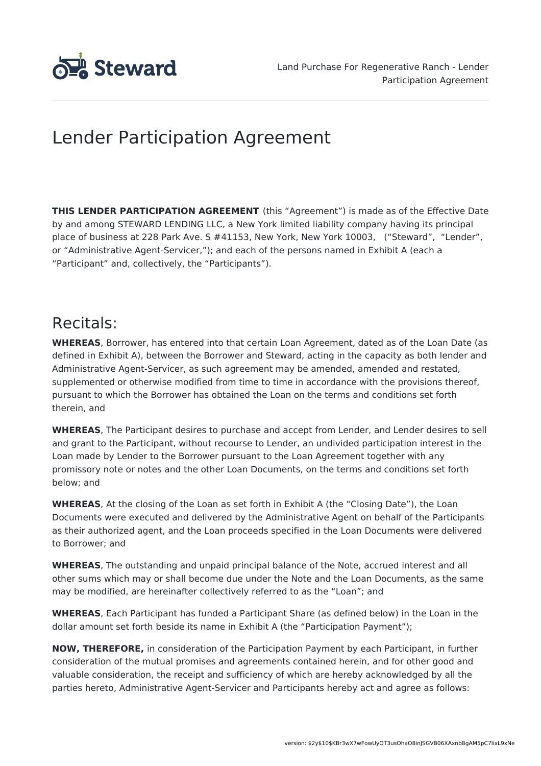# Lender Participation Agreement

**THIS LENDER PARTICIPATION AGREEMENT** (this "Agreement") is made as of the Effective Date by and among STEWARD LENDING LLC, a New York limited liability company having its principal place of business at 228 Park Ave. S #41153, New York, New York 10003, ("Steward", "Lender", or "Administrative Agent-Servicer,"); and each of the persons named in Exhibit A (each a "Participant" and, collectively, the "Participants").

## Recitals:

**WHEREAS**, Borrower, has entered into that certain Loan Agreement, dated as of the Loan Date (as defined in Exhibit A), between the Borrower and Steward, acting in the capacity as both lender and Administrative Agent-Servicer, as such agreement may be amended, amended and restated, supplemented or otherwise modified from time to time in accordance with the provisions thereof, pursuant to which the Borrower has obtained the Loan on the terms and conditions set forth therein, and

**WHEREAS**, The Participant desires to purchase and accept from Lender, and Lender desires to sell and grant to the Participant, without recourse to Lender, an undivided participation interest in the Loan made by Lender to the Borrower pursuant to the Loan Agreement together with any promissory note or notes and the other Loan Documents, on the terms and conditions set forth below; and

**WHEREAS**, At the closing of the Loan as set forth in Exhibit A (the "Closing Date"), the Loan Documents were executed and delivered by the Administrative Agent on behalf of the Participants as their authorized agent, and the Loan proceeds specified in the Loan Documents were delivered to Borrower; and

**WHEREAS**, The outstanding and unpaid principal balance of the Note, accrued interest and all other sums which may or shall become due under the Note and the Loan Documents, as the same may be modified, are hereinafter collectively referred to as the "Loan"; and

**WHEREAS**, Each Participant has funded a Participant Share (as defined below) in the Loan in the dollar amount set forth beside its name in Exhibit A (the "Participation Payment");

**NOW, THEREFORE,** in consideration of the Participation Payment by each Participant, in further consideration of the mutual promises and agreements contained herein, and for other good and valuable consideration, the receipt and sufficiency of which are hereby acknowledged by all the parties hereto, Administrative Agent-Servicer and Participants hereby act and agree as follows: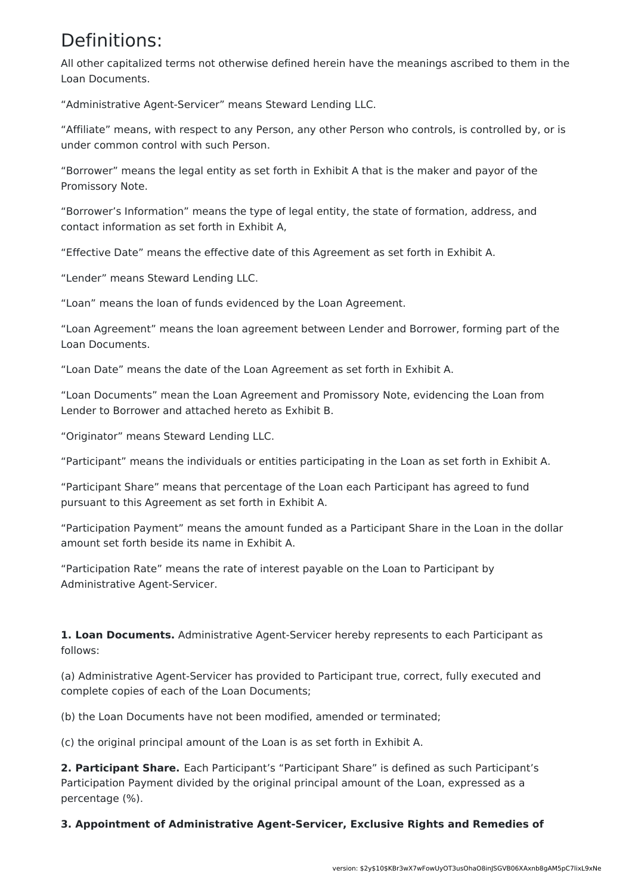# Definitions:

All other capitalized terms not otherwise defined herein have the meanings ascribed to them in the Loan Documents.

“Administrative Agent-Servicer” means Steward Lending LLC.

“Affiliate” means, with respect to any Person, any other Person who controls, is controlled by, or is under common control with such Person.

“Borrower” means the legal entity as set forth in Exhibit A that is the maker and payor of the Promissory Note.

“Borrower’s Information” means the type of legal entity, the state of formation, address, and contact information as set forth in Exhibit A,

“Effective Date” means the effective date of this Agreement as set forth in Exhibit A.

“Lender” means Steward Lending LLC.

“Loan” means the loan of funds evidenced by the Loan Agreement.

“Loan Agreement” means the loan agreement between Lender and Borrower, forming part of the Loan Documents.

“Loan Date” means the date of the Loan Agreement as set forth in Exhibit A.

“Loan Documents” mean the Loan Agreement and Promissory Note, evidencing the Loan from Lender to Borrower and attached hereto as Exhibit B.

“Originator” means Steward Lending LLC.

“Participant” means the individuals or entities participating in the Loan as set forth in Exhibit A.

“Participant Share” means that percentage of the Loan each Participant has agreed to fund pursuant to this Agreement as set forth in Exhibit A.

“Participation Payment” means the amount funded as a Participant Share in the Loan in the dollar amount set forth beside its name in Exhibit A.

“Participation Rate” means the rate of interest payable on the Loan to Participant by Administrative Agent-Servicer.

**1. Loan Documents.** Administrative Agent-Servicer hereby represents to each Participant as follows:

(a) Administrative Agent-Servicer has provided to Participant true, correct, fully executed and complete copies of each of the Loan Documents;

(b) the Loan Documents have not been modified, amended or terminated;

(c) the original principal amount of the Loan is as set forth in Exhibit A.

**2. Participant Share.** Each Participant’s “Participant Share” is defined as such Participant’s Participation Payment divided by the original principal amount of the Loan, expressed as a percentage (%).

**3. Appointment of Administrative Agent-Servicer, Exclusive Rights and Remedies of**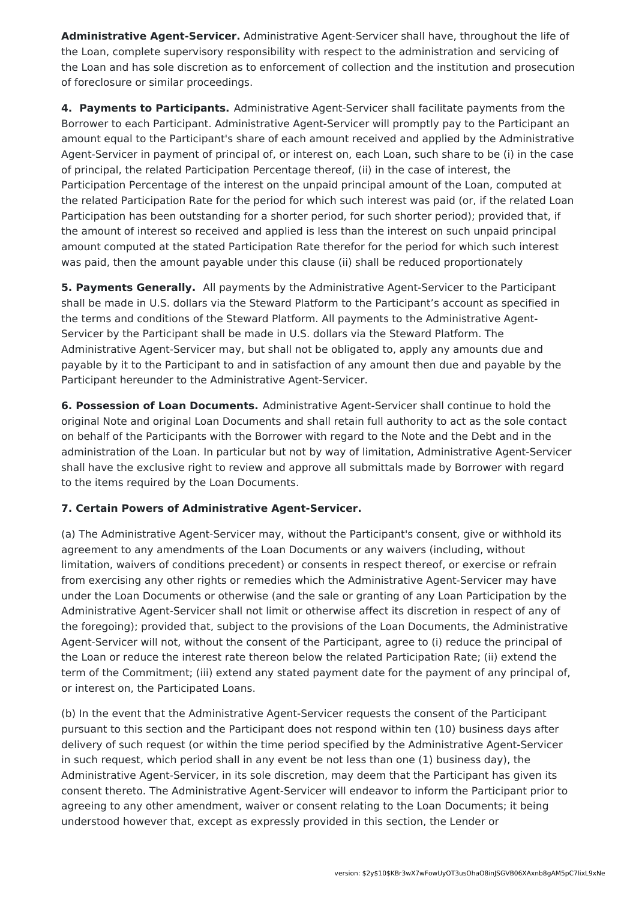**Administrative Agent-Servicer.** Administrative Agent-Servicer shall have, throughout the life of the Loan, complete supervisory responsibility with respect to the administration and servicing of the Loan and has sole discretion as to enforcement of collection and the institution and prosecution of foreclosure or similar proceedings.

**4. Payments to Participants.** Administrative Agent-Servicer shall facilitate payments from the Borrower to each Participant. Administrative Agent-Servicer will promptly pay to the Participant an amount equal to the Participant's share of each amount received and applied by the Administrative Agent-Servicer in payment of principal of, or interest on, each Loan, such share to be (i) in the case of principal, the related Participation Percentage thereof, (ii) in the case of interest, the Participation Percentage of the interest on the unpaid principal amount of the Loan, computed at the related Participation Rate for the period for which such interest was paid (or, if the related Loan Participation has been outstanding for a shorter period, for such shorter period); provided that, if the amount of interest so received and applied is less than the interest on such unpaid principal amount computed at the stated Participation Rate therefor for the period for which such interest was paid, then the amount payable under this clause (ii) shall be reduced proportionately

**5. Payments Generally.** All payments by the Administrative Agent-Servicer to the Participant shall be made in U.S. dollars via the Steward Platform to the Participant's account as specified in the terms and conditions of the Steward Platform. All payments to the Administrative Agent-Servicer by the Participant shall be made in U.S. dollars via the Steward Platform. The Administrative Agent-Servicer may, but shall not be obligated to, apply any amounts due and payable by it to the Participant to and in satisfaction of any amount then due and payable by the Participant hereunder to the Administrative Agent-Servicer.

**6. Possession of Loan Documents.** Administrative Agent-Servicer shall continue to hold the original Note and original Loan Documents and shall retain full authority to act as the sole contact on behalf of the Participants with the Borrower with regard to the Note and the Debt and in the administration of the Loan. In particular but not by way of limitation, Administrative Agent-Servicer shall have the exclusive right to review and approve all submittals made by Borrower with regard to the items required by the Loan Documents.

**7. Certain Powers of Administrative Agent-Servicer.**

(a) The Administrative Agent-Servicer may, without the Participant's consent, give or withhold its agreement to any amendments of the Loan Documents or any waivers (including, without limitation, waivers of conditions precedent) or consents in respect thereof, or exercise or refrain from exercising any other rights or remedies which the Administrative Agent-Servicer may have under the Loan Documents or otherwise (and the sale or granting of any Loan Participation by the Administrative Agent-Servicer shall not limit or otherwise affect its discretion in respect of any of the foregoing); provided that, subject to the provisions of the Loan Documents, the Administrative Agent-Servicer will not, without the consent of the Participant, agree to (i) reduce the principal of the Loan or reduce the interest rate thereon below the related Participation Rate; (ii) extend the term of the Commitment; (iii) extend any stated payment date for the payment of any principal of, or interest on, the Participated Loans.

(b) In the event that the Administrative Agent-Servicer requests the consent of the Participant pursuant to this section and the Participant does not respond within ten (10) business days after delivery of such request (or within the time period specified by the Administrative Agent-Servicer in such request, which period shall in any event be not less than one (1) business day), the Administrative Agent-Servicer, in its sole discretion, may deem that the Participant has given its consent thereto. The Administrative Agent-Servicer will endeavor to inform the Participant prior to agreeing to any other amendment, waiver or consent relating to the Loan Documents; it being understood however that, except as expressly provided in this section, the Lender or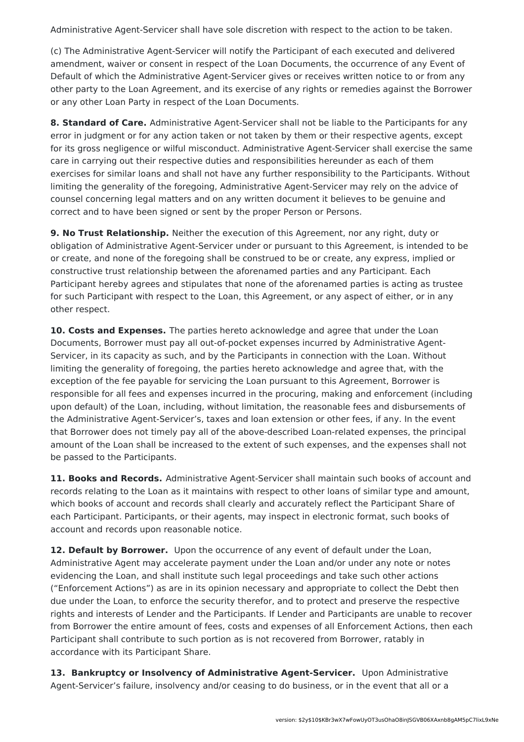Administrative Agent-Servicer shall have sole discretion with respect to the action to be taken.

(c) The Administrative Agent-Servicer will notify the Participant of each executed and delivered amendment, waiver or consent in respect of the Loan Documents, the occurrence of any Event of Default of which the Administrative Agent-Servicer gives or receives written notice to or from any other party to the Loan Agreement, and its exercise of any rights or remedies against the Borrower or any other Loan Party in respect of the Loan Documents.

**8. Standard of Care.** Administrative Agent-Servicer shall not be liable to the Participants for any error in judgment or for any action taken or not taken by them or their respective agents, except for its gross negligence or wilful misconduct. Administrative Agent-Servicer shall exercise the same care in carrying out their respective duties and responsibilities hereunder as each of them exercises for similar loans and shall not have any further responsibility to the Participants. Without limiting the generality of the foregoing, Administrative Agent-Servicer may rely on the advice of counsel concerning legal matters and on any written document it believes to be genuine and correct and to have been signed or sent by the proper Person or Persons.

**9. No Trust Relationship.** Neither the execution of this Agreement, nor any right, duty or obligation of Administrative Agent-Servicer under or pursuant to this Agreement, is intended to be or create, and none of the foregoing shall be construed to be or create, any express, implied or constructive trust relationship between the aforenamed parties and any Participant. Each Participant hereby agrees and stipulates that none of the aforenamed parties is acting as trustee for such Participant with respect to the Loan, this Agreement, or any aspect of either, or in any other respect.

**10. Costs and Expenses.** The parties hereto acknowledge and agree that under the Loan Documents, Borrower must pay all out-of-pocket expenses incurred by Administrative Agent-Servicer, in its capacity as such, and by the Participants in connection with the Loan. Without limiting the generality of foregoing, the parties hereto acknowledge and agree that, with the exception of the fee payable for servicing the Loan pursuant to this Agreement, Borrower is responsible for all fees and expenses incurred in the procuring, making and enforcement (including upon default) of the Loan, including, without limitation, the reasonable fees and disbursements of the Administrative Agent-Servicer's, taxes and loan extension or other fees, if any. In the event that Borrower does not timely pay all of the above-described Loan-related expenses, the principal amount of the Loan shall be increased to the extent of such expenses, and the expenses shall not be passed to the Participants.

**11. Books and Records.** Administrative Agent-Servicer shall maintain such books of account and records relating to the Loan as it maintains with respect to other loans of similar type and amount, which books of account and records shall clearly and accurately reflect the Participant Share of each Participant. Participants, or their agents, may inspect in electronic format, such books of account and records upon reasonable notice.

**12. Default by Borrower.** Upon the occurrence of any event of default under the Loan, Administrative Agent may accelerate payment under the Loan and/or under any note or notes evidencing the Loan, and shall institute such legal proceedings and take such other actions ("Enforcement Actions") as are in its opinion necessary and appropriate to collect the Debt then due under the Loan, to enforce the security therefor, and to protect and preserve the respective rights and interests of Lender and the Participants. If Lender and Participants are unable to recover from Borrower the entire amount of fees, costs and expenses of all Enforcement Actions, then each Participant shall contribute to such portion as is not recovered from Borrower, ratably in accordance with its Participant Share.

**13. Bankruptcy or Insolvency of Administrative Agent-Servicer.** Upon Administrative Agent-Servicer's failure, insolvency and/or ceasing to do business, or in the event that all or a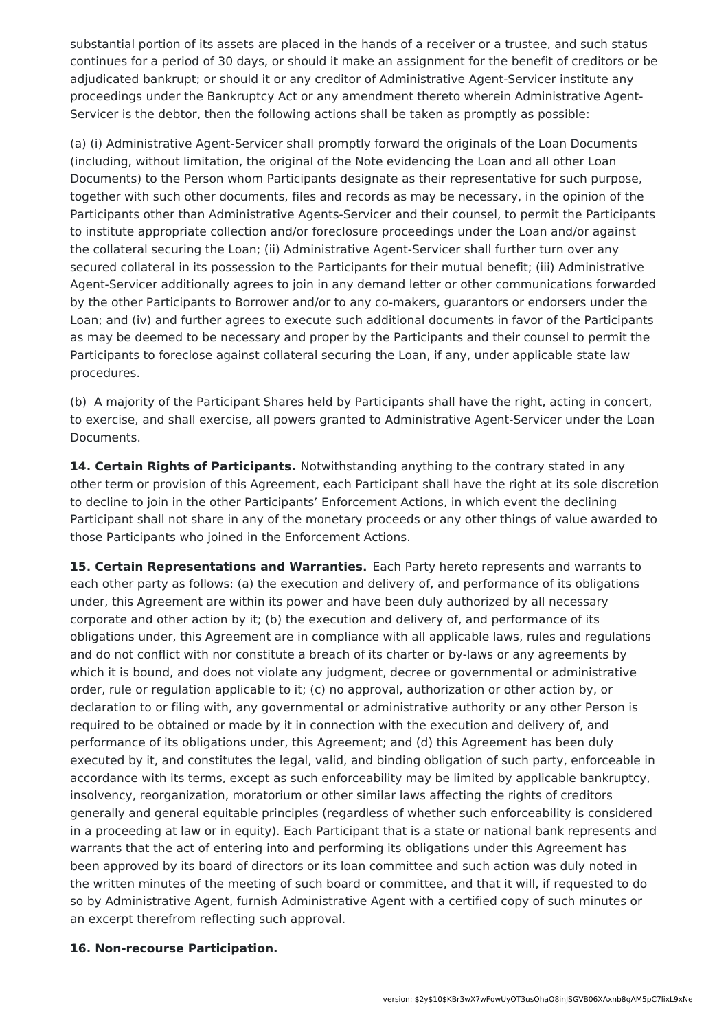substantial portion of its assets are placed in the hands of a receiver or a trustee, and such status continues for a period of 30 days, or should it make an assignment for the benefit of creditors or be adjudicated bankrupt; or should it or any creditor of Administrative Agent-Servicer institute any proceedings under the Bankruptcy Act or any amendment thereto wherein Administrative Agent-Servicer is the debtor, then the following actions shall be taken as promptly as possible:

(a) (i) Administrative Agent-Servicer shall promptly forward the originals of the Loan Documents (including, without limitation, the original of the Note evidencing the Loan and all other Loan Documents) to the Person whom Participants designate as their representative for such purpose, together with such other documents, files and records as may be necessary, in the opinion of the Participants other than Administrative Agents-Servicer and their counsel, to permit the Participants to institute appropriate collection and/or foreclosure proceedings under the Loan and/or against the collateral securing the Loan; (ii) Administrative Agent-Servicer shall further turn over any secured collateral in its possession to the Participants for their mutual benefit; (iii) Administrative Agent-Servicer additionally agrees to join in any demand letter or other communications forwarded by the other Participants to Borrower and/or to any co-makers, guarantors or endorsers under the Loan; and (iv) and further agrees to execute such additional documents in favor of the Participants as may be deemed to be necessary and proper by the Participants and their counsel to permit the Participants to foreclose against collateral securing the Loan, if any, under applicable state law procedures.

(b) A majority of the Participant Shares held by Participants shall have the right, acting in concert, to exercise, and shall exercise, all powers granted to Administrative Agent-Servicer under the Loan Documents.

**14. Certain Rights of Participants.** Notwithstanding anything to the contrary stated in any other term or provision of this Agreement, each Participant shall have the right at its sole discretion to decline to join in the other Participants' Enforcement Actions, in which event the declining Participant shall not share in any of the monetary proceeds or any other things of value awarded to those Participants who joined in the Enforcement Actions.

**15. Certain Representations and Warranties.** Each Party hereto represents and warrants to each other party as follows: (a) the execution and delivery of, and performance of its obligations under, this Agreement are within its power and have been duly authorized by all necessary corporate and other action by it; (b) the execution and delivery of, and performance of its obligations under, this Agreement are in compliance with all applicable laws, rules and regulations and do not conflict with nor constitute a breach of its charter or by-laws or any agreements by which it is bound, and does not violate any judgment, decree or governmental or administrative order, rule or regulation applicable to it; (c) no approval, authorization or other action by, or declaration to or filing with, any governmental or administrative authority or any other Person is required to be obtained or made by it in connection with the execution and delivery of, and performance of its obligations under, this Agreement; and (d) this Agreement has been duly executed by it, and constitutes the legal, valid, and binding obligation of such party, enforceable in accordance with its terms, except as such enforceability may be limited by applicable bankruptcy, insolvency, reorganization, moratorium or other similar laws affecting the rights of creditors generally and general equitable principles (regardless of whether such enforceability is considered in a proceeding at law or in equity). Each Participant that is a state or national bank represents and warrants that the act of entering into and performing its obligations under this Agreement has been approved by its board of directors or its loan committee and such action was duly noted in the written minutes of the meeting of such board or committee, and that it will, if requested to do so by Administrative Agent, furnish Administrative Agent with a certified copy of such minutes or an excerpt therefrom reflecting such approval.

**16. Non-recourse Participation.**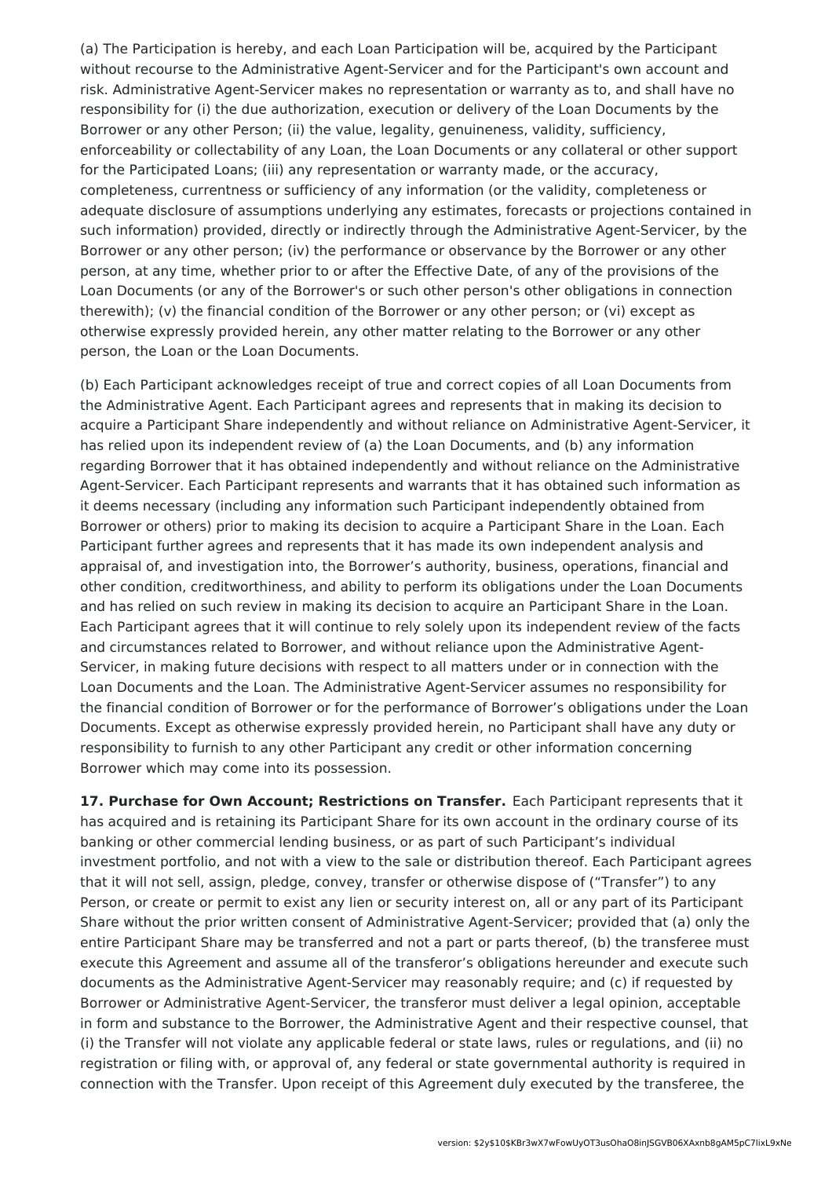(a) The Participation is hereby, and each Loan Participation will be, acquired by the Participant without recourse to the Administrative Agent-Servicer and for the Participant's own account and risk. Administrative Agent-Servicer makes no representation or warranty as to, and shall have no responsibility for (i) the due authorization, execution or delivery of the Loan Documents by the Borrower or any other Person; (ii) the value, legality, genuineness, validity, sufficiency, enforceability or collectability of any Loan, the Loan Documents or any collateral or other support for the Participated Loans; (iii) any representation or warranty made, or the accuracy, completeness, currentness or sufficiency of any information (or the validity, completeness or adequate disclosure of assumptions underlying any estimates, forecasts or projections contained in such information) provided, directly or indirectly through the Administrative Agent-Servicer, by the Borrower or any other person; (iv) the performance or observance by the Borrower or any other person, at any time, whether prior to or after the Effective Date, of any of the provisions of the Loan Documents (or any of the Borrower's or such other person's other obligations in connection therewith); (v) the financial condition of the Borrower or any other person; or (vi) except as otherwise expressly provided herein, any other matter relating to the Borrower or any other person, the Loan or the Loan Documents.

(b) Each Participant acknowledges receipt of true and correct copies of all Loan Documents from the Administrative Agent. Each Participant agrees and represents that in making its decision to acquire a Participant Share independently and without reliance on Administrative Agent-Servicer, it has relied upon its independent review of (a) the Loan Documents, and (b) any information regarding Borrower that it has obtained independently and without reliance on the Administrative Agent-Servicer. Each Participant represents and warrants that it has obtained such information as it deems necessary (including any information such Participant independently obtained from Borrower or others) prior to making its decision to acquire a Participant Share in the Loan. Each Participant further agrees and represents that it has made its own independent analysis and appraisal of, and investigation into, the Borrower's authority, business, operations, financial and other condition, creditworthiness, and ability to perform its obligations under the Loan Documents and has relied on such review in making its decision to acquire an Participant Share in the Loan. Each Participant agrees that it will continue to rely solely upon its independent review of the facts and circumstances related to Borrower, and without reliance upon the Administrative Agent-Servicer, in making future decisions with respect to all matters under or in connection with the Loan Documents and the Loan. The Administrative Agent-Servicer assumes no responsibility for the financial condition of Borrower or for the performance of Borrower's obligations under the Loan Documents. Except as otherwise expressly provided herein, no Participant shall have any duty or responsibility to furnish to any other Participant any credit or other information concerning Borrower which may come into its possession.

**17. Purchase for Own Account; Restrictions on Transfer.** Each Participant represents that it has acquired and is retaining its Participant Share for its own account in the ordinary course of its banking or other commercial lending business, or as part of such Participant's individual investment portfolio, and not with a view to the sale or distribution thereof. Each Participant agrees that it will not sell, assign, pledge, convey, transfer or otherwise dispose of ("Transfer") to any Person, or create or permit to exist any lien or security interest on, all or any part of its Participant Share without the prior written consent of Administrative Agent-Servicer; provided that (a) only the entire Participant Share may be transferred and not a part or parts thereof, (b) the transferee must execute this Agreement and assume all of the transferor's obligations hereunder and execute such documents as the Administrative Agent-Servicer may reasonably require; and (c) if requested by Borrower or Administrative Agent-Servicer, the transferor must deliver a legal opinion, acceptable in form and substance to the Borrower, the Administrative Agent and their respective counsel, that (i) the Transfer will not violate any applicable federal or state laws, rules or regulations, and (ii) no registration or filing with, or approval of, any federal or state governmental authority is required in connection with the Transfer. Upon receipt of this Agreement duly executed by the transferee, the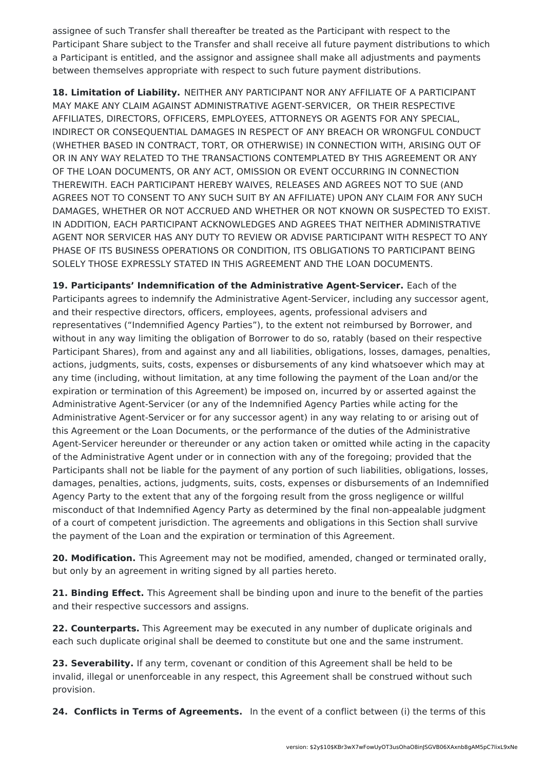assignee of such Transfer shall thereafter be treated as the Participant with respect to the Participant Share subject to the Transfer and shall receive all future payment distributions to which a Participant is entitled, and the assignor and assignee shall make all adjustments and payments between themselves appropriate with respect to such future payment distributions.

**18. Limitation of Liability.** NEITHER ANY PARTICIPANT NOR ANY AFFILIATE OF A PARTICIPANT MAY MAKE ANY CLAIM AGAINST ADMINISTRATIVE AGENT-SERVICER, OR THEIR RESPECTIVE AFFILIATES, DIRECTORS, OFFICERS, EMPLOYEES, ATTORNEYS OR AGENTS FOR ANY SPECIAL, INDIRECT OR CONSEQUENTIAL DAMAGES IN RESPECT OF ANY BREACH OR WRONGFUL CONDUCT (WHETHER BASED IN CONTRACT, TORT, OR OTHERWISE) IN CONNECTION WITH, ARISING OUT OF OR IN ANY WAY RELATED TO THE TRANSACTIONS CONTEMPLATED BY THIS AGREEMENT OR ANY OF THE LOAN DOCUMENTS, OR ANY ACT, OMISSION OR EVENT OCCURRING IN CONNECTION THEREWITH. EACH PARTICIPANT HEREBY WAIVES, RELEASES AND AGREES NOT TO SUE (AND AGREES NOT TO CONSENT TO ANY SUCH SUIT BY AN AFFILIATE) UPON ANY CLAIM FOR ANY SUCH DAMAGES, WHETHER OR NOT ACCRUED AND WHETHER OR NOT KNOWN OR SUSPECTED TO EXIST. IN ADDITION, EACH PARTICIPANT ACKNOWLEDGES AND AGREES THAT NEITHER ADMINISTRATIVE AGENT NOR SERVICER HAS ANY DUTY TO REVIEW OR ADVISE PARTICIPANT WITH RESPECT TO ANY PHASE OF ITS BUSINESS OPERATIONS OR CONDITION, ITS OBLIGATIONS TO PARTICIPANT BEING SOLELY THOSE EXPRESSLY STATED IN THIS AGREEMENT AND THE LOAN DOCUMENTS.

**19. Participants' Indemnification of the Administrative Agent-Servicer.** Each of the Participants agrees to indemnify the Administrative Agent-Servicer, including any successor agent, and their respective directors, officers, employees, agents, professional advisers and representatives ("Indemnified Agency Parties"), to the extent not reimbursed by Borrower, and without in any way limiting the obligation of Borrower to do so, ratably (based on their respective Participant Shares), from and against any and all liabilities, obligations, losses, damages, penalties, actions, judgments, suits, costs, expenses or disbursements of any kind whatsoever which may at any time (including, without limitation, at any time following the payment of the Loan and/or the expiration or termination of this Agreement) be imposed on, incurred by or asserted against the Administrative Agent-Servicer (or any of the Indemnified Agency Parties while acting for the Administrative Agent-Servicer or for any successor agent) in any way relating to or arising out of this Agreement or the Loan Documents, or the performance of the duties of the Administrative Agent-Servicer hereunder or thereunder or any action taken or omitted while acting in the capacity of the Administrative Agent under or in connection with any of the foregoing; provided that the Participants shall not be liable for the payment of any portion of such liabilities, obligations, losses, damages, penalties, actions, judgments, suits, costs, expenses or disbursements of an Indemnified Agency Party to the extent that any of the forgoing result from the gross negligence or willful misconduct of that Indemnified Agency Party as determined by the final non-appealable judgment of a court of competent jurisdiction. The agreements and obligations in this Section shall survive the payment of the Loan and the expiration or termination of this Agreement.

**20. Modification.** This Agreement may not be modified, amended, changed or terminated orally, but only by an agreement in writing signed by all parties hereto.

**21. Binding Effect.** This Agreement shall be binding upon and inure to the benefit of the parties and their respective successors and assigns.

**22. Counterparts.** This Agreement may be executed in any number of duplicate originals and each such duplicate original shall be deemed to constitute but one and the same instrument.

**23. Severability.** If any term, covenant or condition of this Agreement shall be held to be invalid, illegal or unenforceable in any respect, this Agreement shall be construed without such provision.

**24. Conflicts in Terms of Agreements.** In the event of a conflict between (i) the terms of this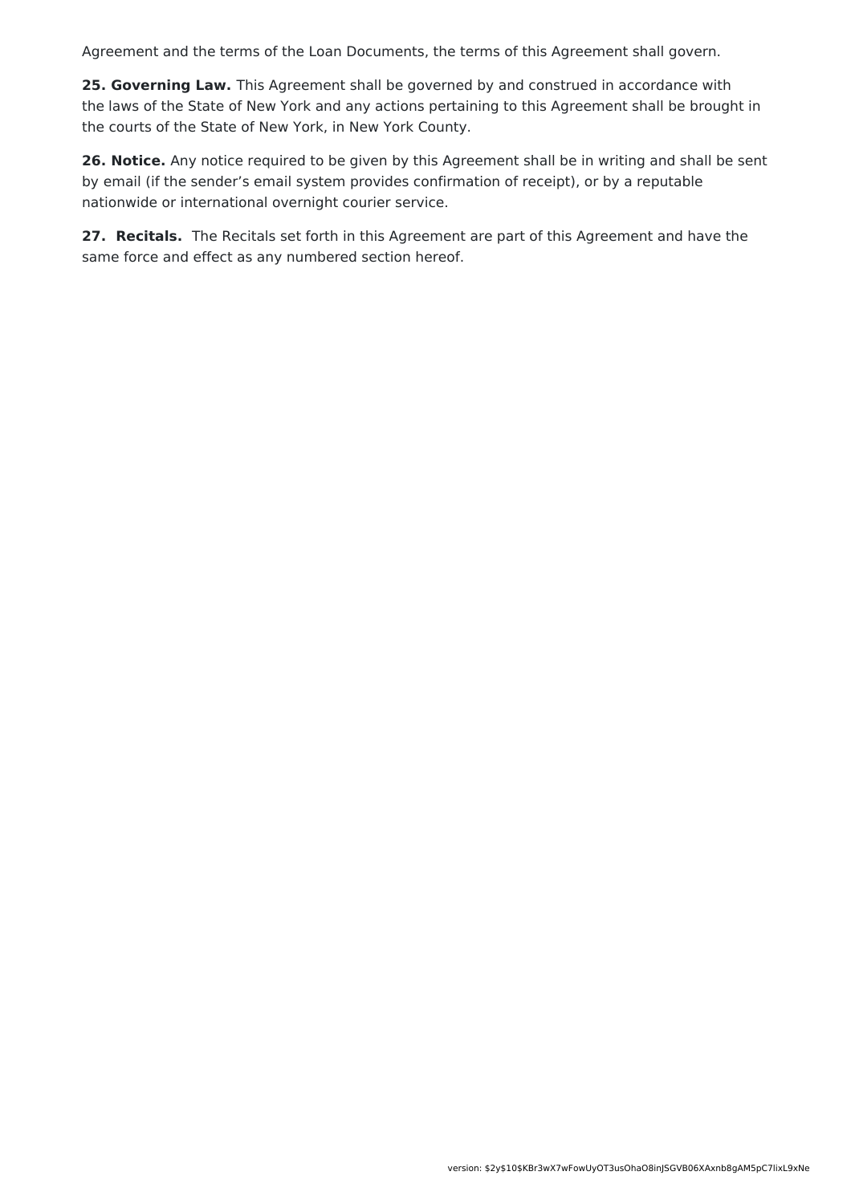Agreement and the terms of the Loan Documents, the terms of this Agreement shall govern.

**25. Governing Law.** This Agreement shall be governed by and construed in accordance with the laws of the State of New York and any actions pertaining to this Agreement shall be brought in the courts of the State of New York, in New York County.

**26. Notice.** Any notice required to be given by this Agreement shall be in writing and shall be sent by email (if the sender's email system provides confirmation of receipt), or by a reputable nationwide or international overnight courier service.

**27. Recitals.** The Recitals set forth in this Agreement are part of this Agreement and have the same force and effect as any numbered section hereof.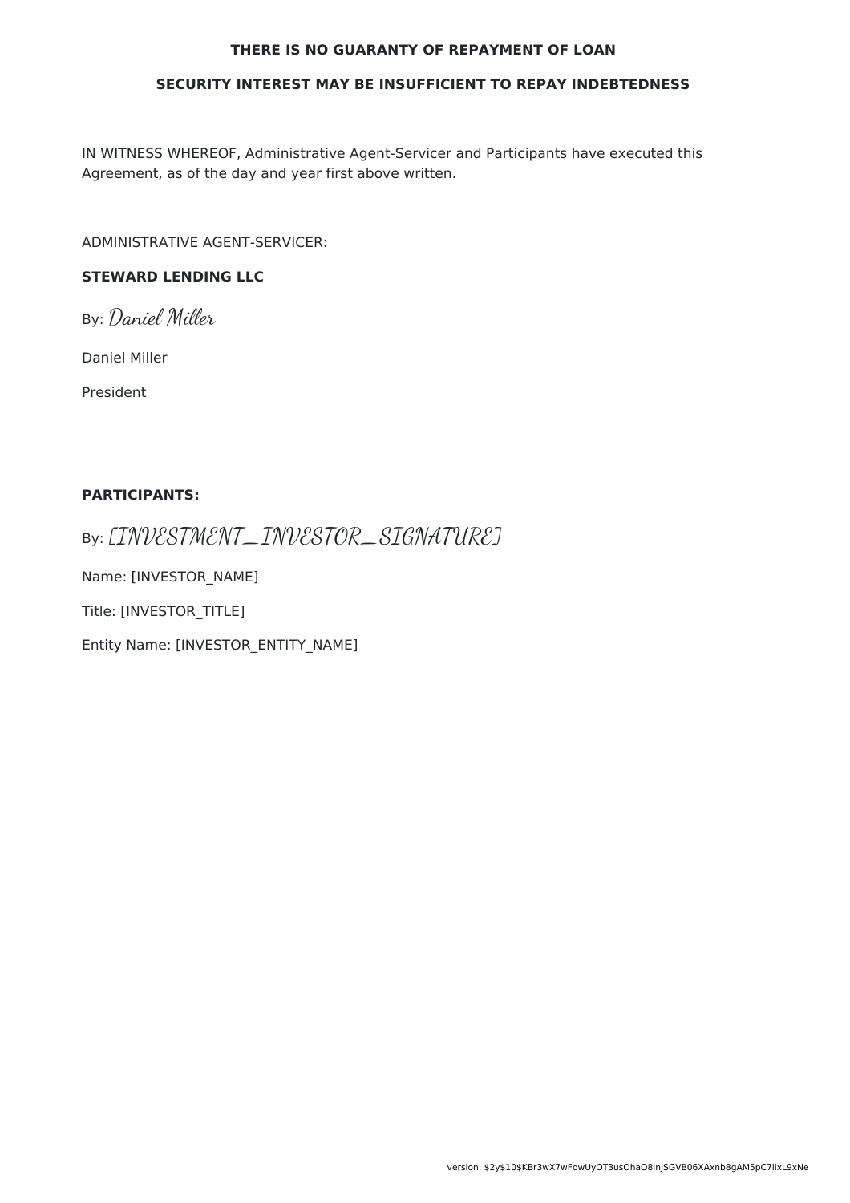**THERE IS NO GUARANTY OF REPAYMENT OF LOAN**

**SECURITY INTEREST MAY BE INSUFFICIENT TO REPAY INDEBTEDNESS**

IN WITNESS WHEREOF, Administrative Agent-Servicer and Participants have executed this Agreement, as of the day and year first above written.

ADMINISTRATIVE AGENT-SERVICER:

**STEWARD LENDING LLC**

By: *Daniel Miller*

Daniel Miller

President

**PARTICIPANTS:**

By: *[INVESTMENT_INVESTOR_SIGNATURE]*

Name: [INVESTOR_NAME]

Title: [INVESTOR_TITLE]

Entity Name: [INVESTOR_ENTITY_NAME]

version: $2y$10$KBr3wX7wFowUyOT3usOhaO8inJSGVB06XAxnb8gAM5pC7lixL9xNe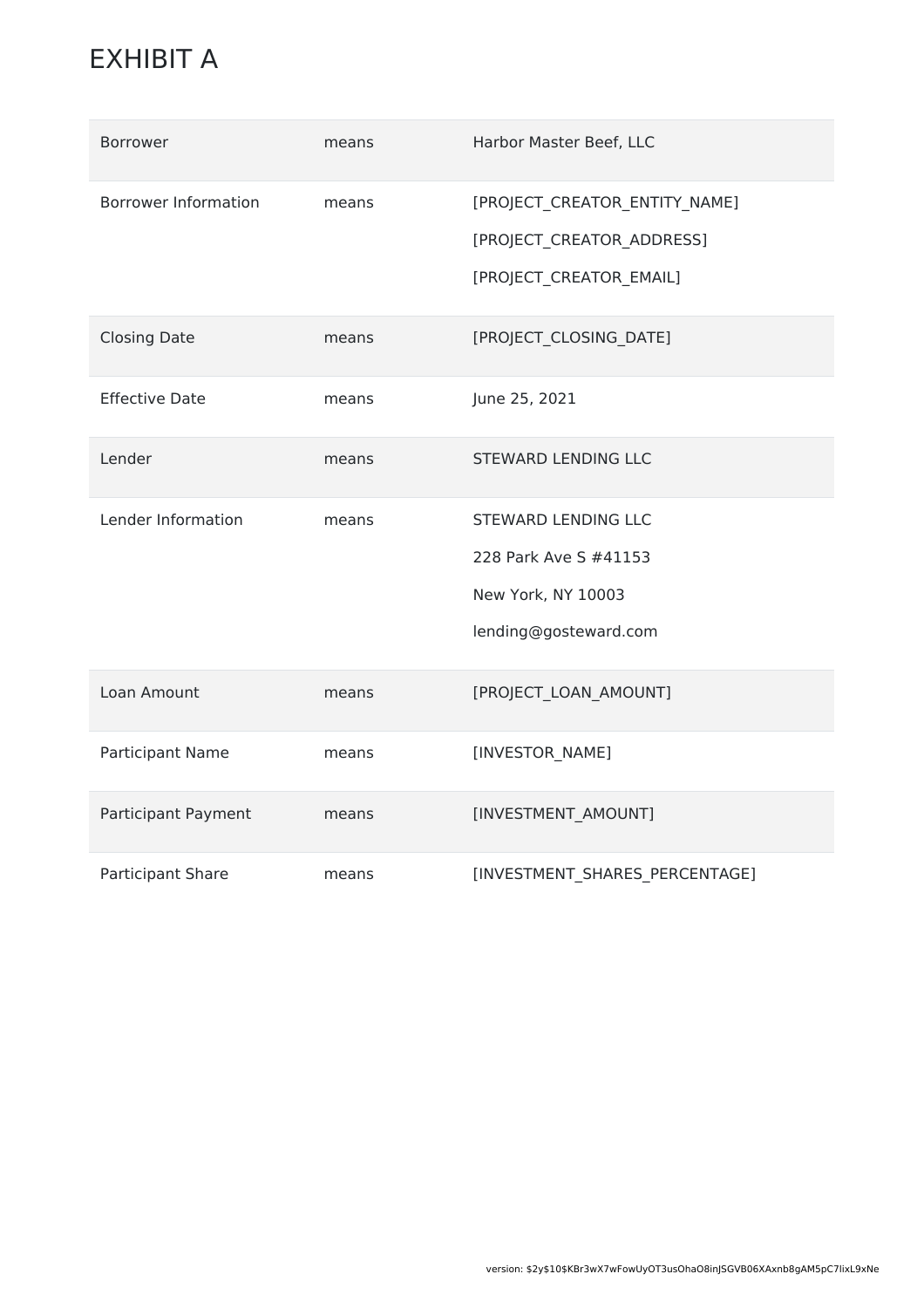# EXHIBIT A

| | | |
|---|---|---|
| Borrower | means | Harbor Master Beef, LLC |
| Borrower Information | means | [PROJECT_CREATOR_ENTITY_NAME]<br>[PROJECT_CREATOR_ADDRESS]<br>[PROJECT_CREATOR_EMAIL] |
| Closing Date | means | [PROJECT_CLOSING_DATE] |
| Effective Date | means | June 25, 2021 |
| Lender | means | STEWARD LENDING LLC |
| Lender Information | means | STEWARD LENDING LLC<br>228 Park Ave S #41153<br>New York, NY 10003<br>lending@gosteward.com |
| Loan Amount | means | [PROJECT_LOAN_AMOUNT] |
| Participant Name | means | [INVESTOR_NAME] |
| Participant Payment | means | [INVESTMENT_AMOUNT] |
| Participant Share | means | [INVESTMENT_SHARES_PERCENTAGE] |

version: $2y$10$KBr3wX7wFowUyOT3usOhaO8inJSGVB06XAxnb8gAM5pC7lixL9xNe